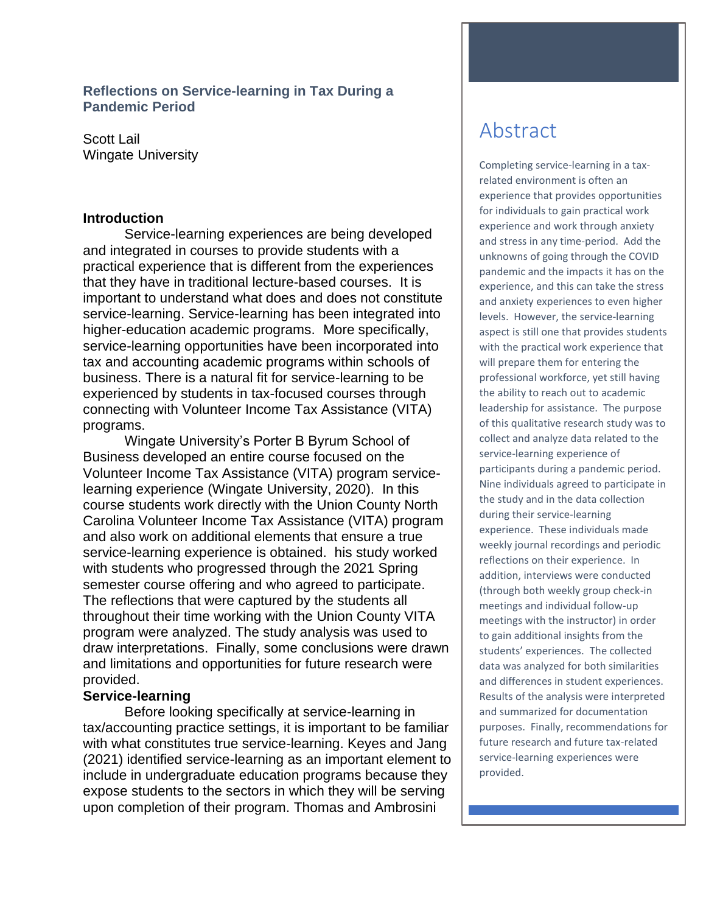# Reflections on Service-learning in Tax During a Pandemic Period

Scott Lail
Wingate University

## Abstract

Completing service-learning in a tax-related environment is often an experience that provides opportunities for individuals to gain practical work experience and work through anxiety and stress in any time-period. Add the unknowns of going through the COVID pandemic and the impacts it has on the experience, and this can take the stress and anxiety experiences to even higher levels. However, the service-learning aspect is still one that provides students with the practical work experience that will prepare them for entering the professional workforce, yet still having the ability to reach out to academic leadership for assistance. The purpose of this qualitative research study was to collect and analyze data related to the service-learning experience of participants during a pandemic period. Nine individuals agreed to participate in the study and in the data collection during their service-learning experience. These individuals made weekly journal recordings and periodic reflections on their experience. In addition, interviews were conducted (through both weekly group check-in meetings and individual follow-up meetings with the instructor) in order to gain additional insights from the students' experiences. The collected data was analyzed for both similarities and differences in student experiences. Results of the analysis were interpreted and summarized for documentation purposes. Finally, recommendations for future research and future tax-related service-learning experiences were provided.

## Introduction

Service-learning experiences are being developed and integrated in courses to provide students with a practical experience that is different from the experiences that they have in traditional lecture-based courses. It is important to understand what does and does not constitute service-learning. Service-learning has been integrated into higher-education academic programs. More specifically, service-learning opportunities have been incorporated into tax and accounting academic programs within schools of business. There is a natural fit for service-learning to be experienced by students in tax-focused courses through connecting with Volunteer Income Tax Assistance (VITA) programs.

Wingate University's Porter B Byrum School of Business developed an entire course focused on the Volunteer Income Tax Assistance (VITA) program service-learning experience (Wingate University, 2020). In this course students work directly with the Union County North Carolina Volunteer Income Tax Assistance (VITA) program and also work on additional elements that ensure a true service-learning experience is obtained. his study worked with students who progressed through the 2021 Spring semester course offering and who agreed to participate. The reflections that were captured by the students all throughout their time working with the Union County VITA program were analyzed. The study analysis was used to draw interpretations. Finally, some conclusions were drawn and limitations and opportunities for future research were provided.

## Service-learning

Before looking specifically at service-learning in tax/accounting practice settings, it is important to be familiar with what constitutes true service-learning. Keyes and Jang (2021) identified service-learning as an important element to include in undergraduate education programs because they expose students to the sectors in which they will be serving upon completion of their program. Thomas and Ambrosini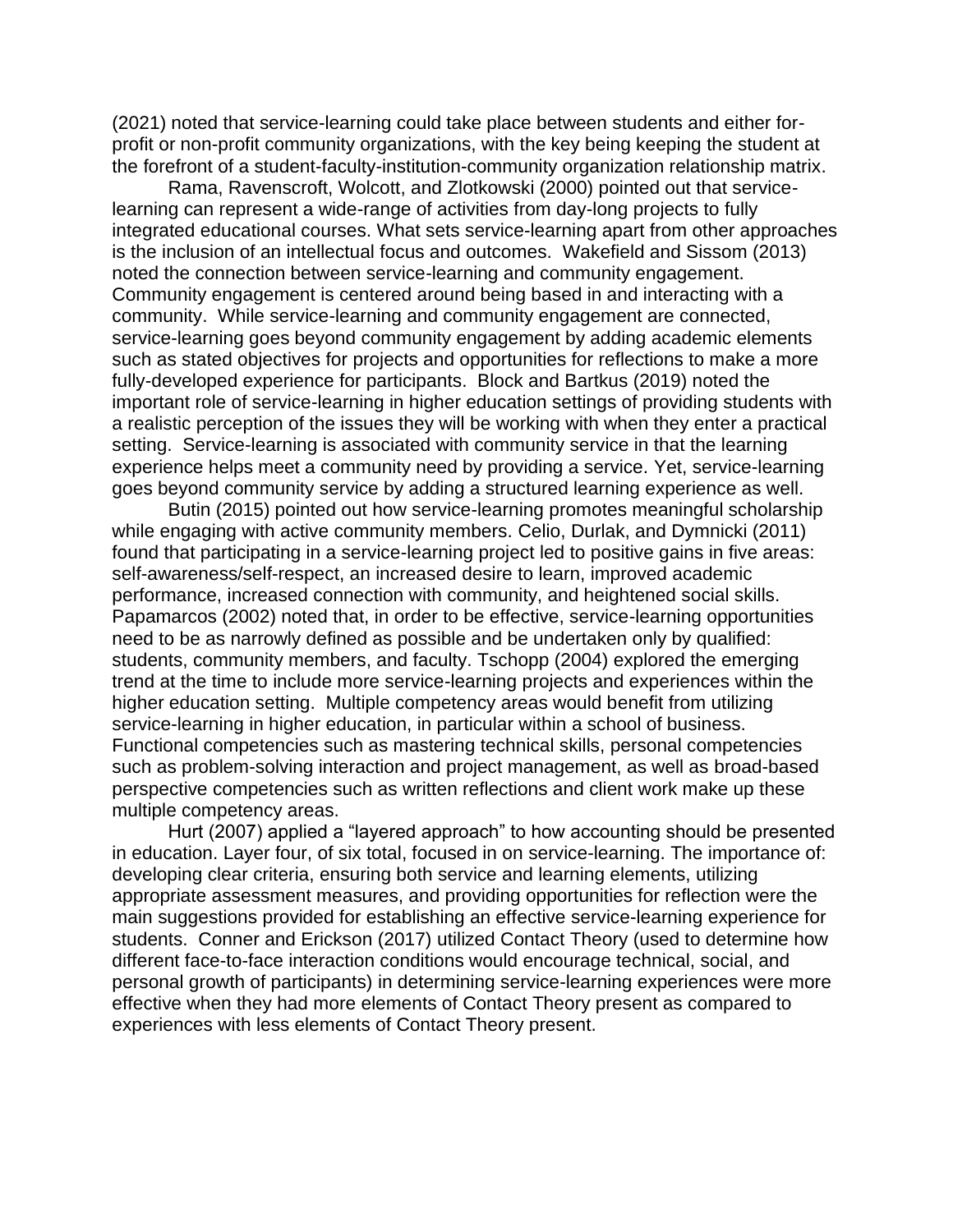(2021) noted that service-learning could take place between students and either for-profit or non-profit community organizations, with the key being keeping the student at the forefront of a student-faculty-institution-community organization relationship matrix.

Rama, Ravenscroft, Wolcott, and Zlotkowski (2000) pointed out that service-learning can represent a wide-range of activities from day-long projects to fully integrated educational courses. What sets service-learning apart from other approaches is the inclusion of an intellectual focus and outcomes. Wakefield and Sissom (2013) noted the connection between service-learning and community engagement. Community engagement is centered around being based in and interacting with a community. While service-learning and community engagement are connected, service-learning goes beyond community engagement by adding academic elements such as stated objectives for projects and opportunities for reflections to make a more fully-developed experience for participants. Block and Bartkus (2019) noted the important role of service-learning in higher education settings of providing students with a realistic perception of the issues they will be working with when they enter a practical setting. Service-learning is associated with community service in that the learning experience helps meet a community need by providing a service. Yet, service-learning goes beyond community service by adding a structured learning experience as well.

Butin (2015) pointed out how service-learning promotes meaningful scholarship while engaging with active community members. Celio, Durlak, and Dymnicki (2011) found that participating in a service-learning project led to positive gains in five areas: self-awareness/self-respect, an increased desire to learn, improved academic performance, increased connection with community, and heightened social skills. Papamarcos (2002) noted that, in order to be effective, service-learning opportunities need to be as narrowly defined as possible and be undertaken only by qualified: students, community members, and faculty. Tschopp (2004) explored the emerging trend at the time to include more service-learning projects and experiences within the higher education setting. Multiple competency areas would benefit from utilizing service-learning in higher education, in particular within a school of business. Functional competencies such as mastering technical skills, personal competencies such as problem-solving interaction and project management, as well as broad-based perspective competencies such as written reflections and client work make up these multiple competency areas.

Hurt (2007) applied a "layered approach" to how accounting should be presented in education. Layer four, of six total, focused in on service-learning. The importance of: developing clear criteria, ensuring both service and learning elements, utilizing appropriate assessment measures, and providing opportunities for reflection were the main suggestions provided for establishing an effective service-learning experience for students. Conner and Erickson (2017) utilized Contact Theory (used to determine how different face-to-face interaction conditions would encourage technical, social, and personal growth of participants) in determining service-learning experiences were more effective when they had more elements of Contact Theory present as compared to experiences with less elements of Contact Theory present.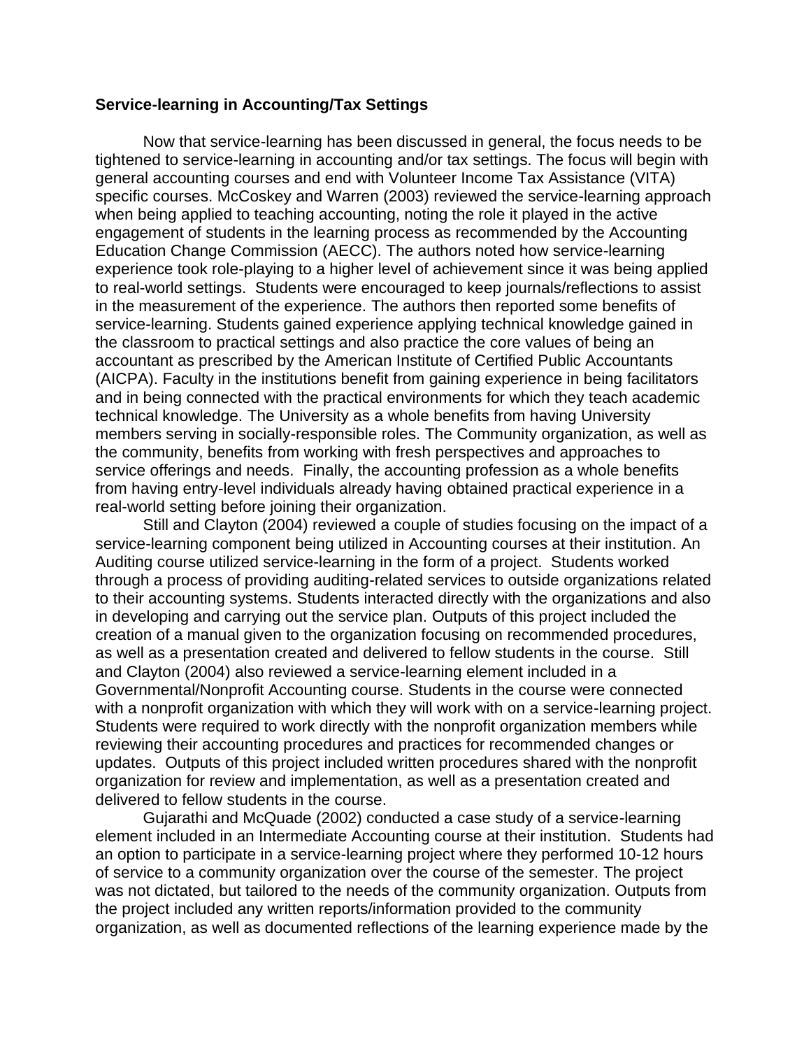**Service-learning in Accounting/Tax Settings**

Now that service-learning has been discussed in general, the focus needs to be tightened to service-learning in accounting and/or tax settings. The focus will begin with general accounting courses and end with Volunteer Income Tax Assistance (VITA) specific courses. McCoskey and Warren (2003) reviewed the service-learning approach when being applied to teaching accounting, noting the role it played in the active engagement of students in the learning process as recommended by the Accounting Education Change Commission (AECC). The authors noted how service-learning experience took role-playing to a higher level of achievement since it was being applied to real-world settings. Students were encouraged to keep journals/reflections to assist in the measurement of the experience. The authors then reported some benefits of service-learning. Students gained experience applying technical knowledge gained in the classroom to practical settings and also practice the core values of being an accountant as prescribed by the American Institute of Certified Public Accountants (AICPA). Faculty in the institutions benefit from gaining experience in being facilitators and in being connected with the practical environments for which they teach academic technical knowledge. The University as a whole benefits from having University members serving in socially-responsible roles. The Community organization, as well as the community, benefits from working with fresh perspectives and approaches to service offerings and needs. Finally, the accounting profession as a whole benefits from having entry-level individuals already having obtained practical experience in a real-world setting before joining their organization.

Still and Clayton (2004) reviewed a couple of studies focusing on the impact of a service-learning component being utilized in Accounting courses at their institution. An Auditing course utilized service-learning in the form of a project. Students worked through a process of providing auditing-related services to outside organizations related to their accounting systems. Students interacted directly with the organizations and also in developing and carrying out the service plan. Outputs of this project included the creation of a manual given to the organization focusing on recommended procedures, as well as a presentation created and delivered to fellow students in the course. Still and Clayton (2004) also reviewed a service-learning element included in a Governmental/Nonprofit Accounting course. Students in the course were connected with a nonprofit organization with which they will work with on a service-learning project. Students were required to work directly with the nonprofit organization members while reviewing their accounting procedures and practices for recommended changes or updates. Outputs of this project included written procedures shared with the nonprofit organization for review and implementation, as well as a presentation created and delivered to fellow students in the course.

Gujarathi and McQuade (2002) conducted a case study of a service-learning element included in an Intermediate Accounting course at their institution. Students had an option to participate in a service-learning project where they performed 10-12 hours of service to a community organization over the course of the semester. The project was not dictated, but tailored to the needs of the community organization. Outputs from the project included any written reports/information provided to the community organization, as well as documented reflections of the learning experience made by the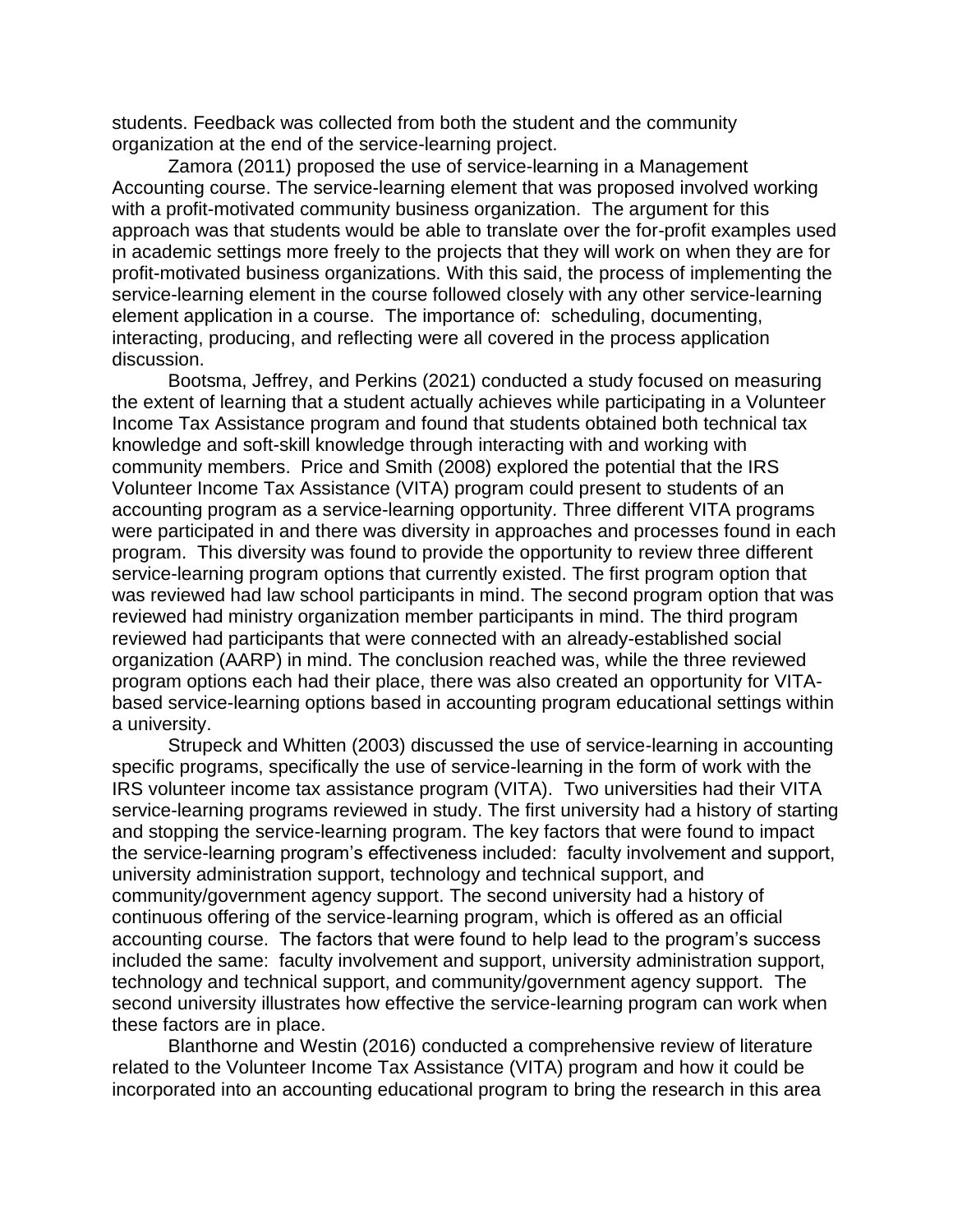students. Feedback was collected from both the student and the community organization at the end of the service-learning project.

Zamora (2011) proposed the use of service-learning in a Management Accounting course. The service-learning element that was proposed involved working with a profit-motivated community business organization. The argument for this approach was that students would be able to translate over the for-profit examples used in academic settings more freely to the projects that they will work on when they are for profit-motivated business organizations. With this said, the process of implementing the service-learning element in the course followed closely with any other service-learning element application in a course. The importance of: scheduling, documenting, interacting, producing, and reflecting were all covered in the process application discussion.

Bootsma, Jeffrey, and Perkins (2021) conducted a study focused on measuring the extent of learning that a student actually achieves while participating in a Volunteer Income Tax Assistance program and found that students obtained both technical tax knowledge and soft-skill knowledge through interacting with and working with community members. Price and Smith (2008) explored the potential that the IRS Volunteer Income Tax Assistance (VITA) program could present to students of an accounting program as a service-learning opportunity. Three different VITA programs were participated in and there was diversity in approaches and processes found in each program. This diversity was found to provide the opportunity to review three different service-learning program options that currently existed. The first program option that was reviewed had law school participants in mind. The second program option that was reviewed had ministry organization member participants in mind. The third program reviewed had participants that were connected with an already-established social organization (AARP) in mind. The conclusion reached was, while the three reviewed program options each had their place, there was also created an opportunity for VITA-based service-learning options based in accounting program educational settings within a university.

Strupeck and Whitten (2003) discussed the use of service-learning in accounting specific programs, specifically the use of service-learning in the form of work with the IRS volunteer income tax assistance program (VITA). Two universities had their VITA service-learning programs reviewed in study. The first university had a history of starting and stopping the service-learning program. The key factors that were found to impact the service-learning program's effectiveness included: faculty involvement and support, university administration support, technology and technical support, and community/government agency support. The second university had a history of continuous offering of the service-learning program, which is offered as an official accounting course. The factors that were found to help lead to the program's success included the same: faculty involvement and support, university administration support, technology and technical support, and community/government agency support. The second university illustrates how effective the service-learning program can work when these factors are in place.

Blanthorne and Westin (2016) conducted a comprehensive review of literature related to the Volunteer Income Tax Assistance (VITA) program and how it could be incorporated into an accounting educational program to bring the research in this area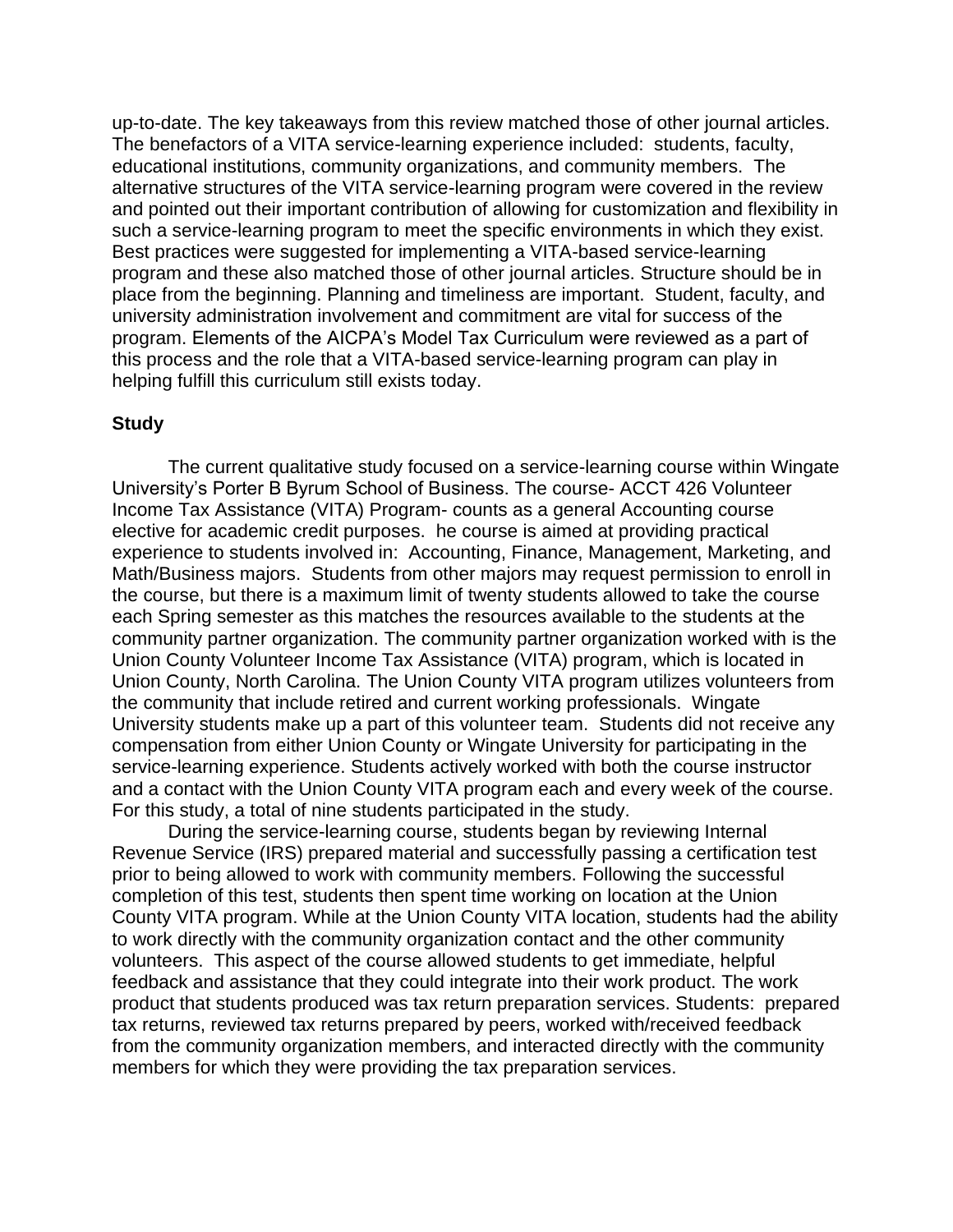up-to-date. The key takeaways from this review matched those of other journal articles. The benefactors of a VITA service-learning experience included: students, faculty, educational institutions, community organizations, and community members. The alternative structures of the VITA service-learning program were covered in the review and pointed out their important contribution of allowing for customization and flexibility in such a service-learning program to meet the specific environments in which they exist. Best practices were suggested for implementing a VITA-based service-learning program and these also matched those of other journal articles. Structure should be in place from the beginning. Planning and timeliness are important. Student, faculty, and university administration involvement and commitment are vital for success of the program. Elements of the AICPA's Model Tax Curriculum were reviewed as a part of this process and the role that a VITA-based service-learning program can play in helping fulfill this curriculum still exists today.

### Study

The current qualitative study focused on a service-learning course within Wingate University's Porter B Byrum School of Business. The course- ACCT 426 Volunteer Income Tax Assistance (VITA) Program- counts as a general Accounting course elective for academic credit purposes. he course is aimed at providing practical experience to students involved in: Accounting, Finance, Management, Marketing, and Math/Business majors. Students from other majors may request permission to enroll in the course, but there is a maximum limit of twenty students allowed to take the course each Spring semester as this matches the resources available to the students at the community partner organization. The community partner organization worked with is the Union County Volunteer Income Tax Assistance (VITA) program, which is located in Union County, North Carolina. The Union County VITA program utilizes volunteers from the community that include retired and current working professionals. Wingate University students make up a part of this volunteer team. Students did not receive any compensation from either Union County or Wingate University for participating in the service-learning experience. Students actively worked with both the course instructor and a contact with the Union County VITA program each and every week of the course. For this study, a total of nine students participated in the study.

During the service-learning course, students began by reviewing Internal Revenue Service (IRS) prepared material and successfully passing a certification test prior to being allowed to work with community members. Following the successful completion of this test, students then spent time working on location at the Union County VITA program. While at the Union County VITA location, students had the ability to work directly with the community organization contact and the other community volunteers. This aspect of the course allowed students to get immediate, helpful feedback and assistance that they could integrate into their work product. The work product that students produced was tax return preparation services. Students: prepared tax returns, reviewed tax returns prepared by peers, worked with/received feedback from the community organization members, and interacted directly with the community members for which they were providing the tax preparation services.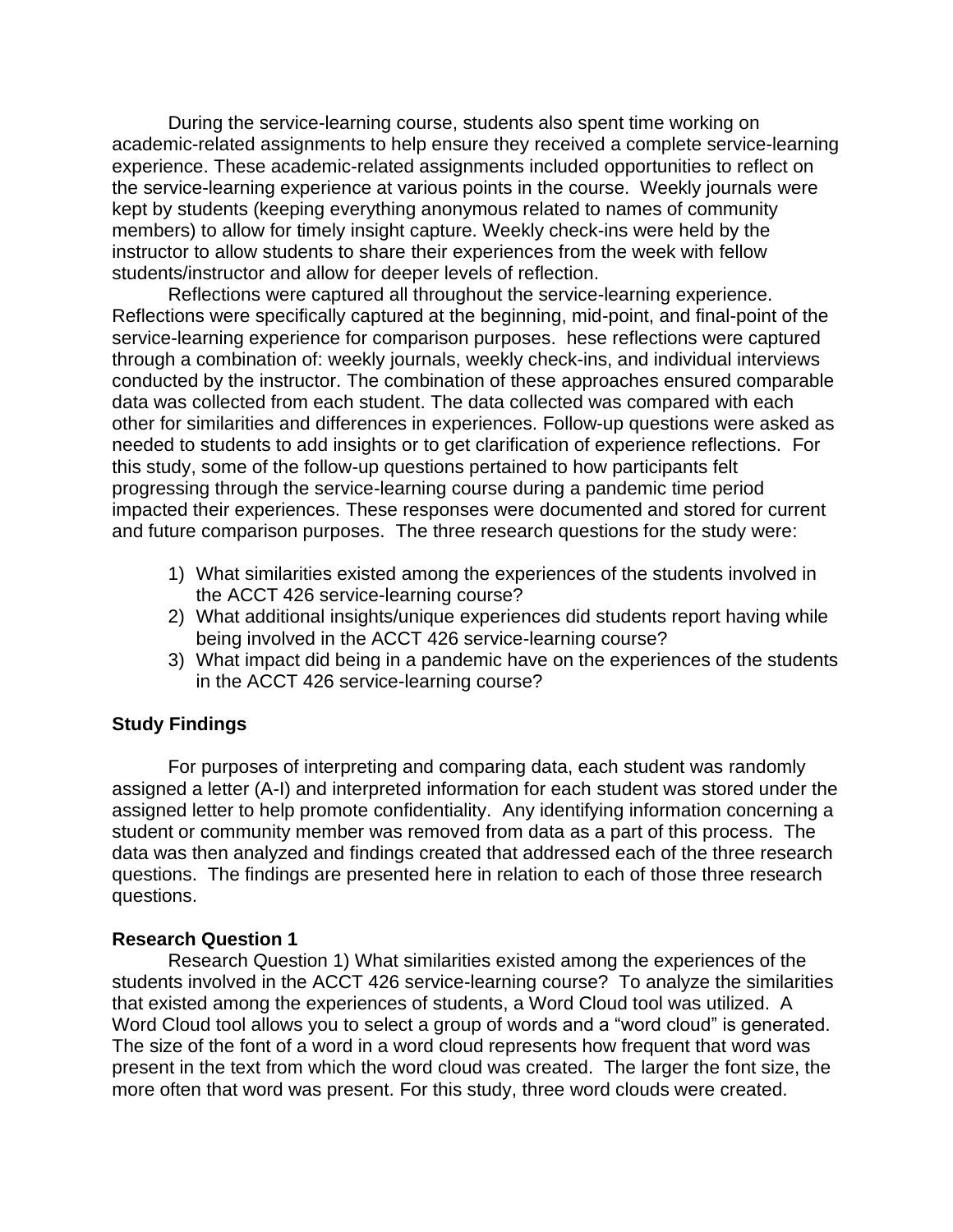During the service-learning course, students also spent time working on academic-related assignments to help ensure they received a complete service-learning experience. These academic-related assignments included opportunities to reflect on the service-learning experience at various points in the course. Weekly journals were kept by students (keeping everything anonymous related to names of community members) to allow for timely insight capture. Weekly check-ins were held by the instructor to allow students to share their experiences from the week with fellow students/instructor and allow for deeper levels of reflection.

Reflections were captured all throughout the service-learning experience. Reflections were specifically captured at the beginning, mid-point, and final-point of the service-learning experience for comparison purposes. hese reflections were captured through a combination of: weekly journals, weekly check-ins, and individual interviews conducted by the instructor. The combination of these approaches ensured comparable data was collected from each student. The data collected was compared with each other for similarities and differences in experiences. Follow-up questions were asked as needed to students to add insights or to get clarification of experience reflections. For this study, some of the follow-up questions pertained to how participants felt progressing through the service-learning course during a pandemic time period impacted their experiences. These responses were documented and stored for current and future comparison purposes. The three research questions for the study were:

1) What similarities existed among the experiences of the students involved in the ACCT 426 service-learning course?
2) What additional insights/unique experiences did students report having while being involved in the ACCT 426 service-learning course?
3) What impact did being in a pandemic have on the experiences of the students in the ACCT 426 service-learning course?

## Study Findings

For purposes of interpreting and comparing data, each student was randomly assigned a letter (A-I) and interpreted information for each student was stored under the assigned letter to help promote confidentiality. Any identifying information concerning a student or community member was removed from data as a part of this process. The data was then analyzed and findings created that addressed each of the three research questions. The findings are presented here in relation to each of those three research questions.

### Research Question 1

Research Question 1) What similarities existed among the experiences of the students involved in the ACCT 426 service-learning course? To analyze the similarities that existed among the experiences of students, a Word Cloud tool was utilized. A Word Cloud tool allows you to select a group of words and a "word cloud" is generated. The size of the font of a word in a word cloud represents how frequent that word was present in the text from which the word cloud was created. The larger the font size, the more often that word was present. For this study, three word clouds were created.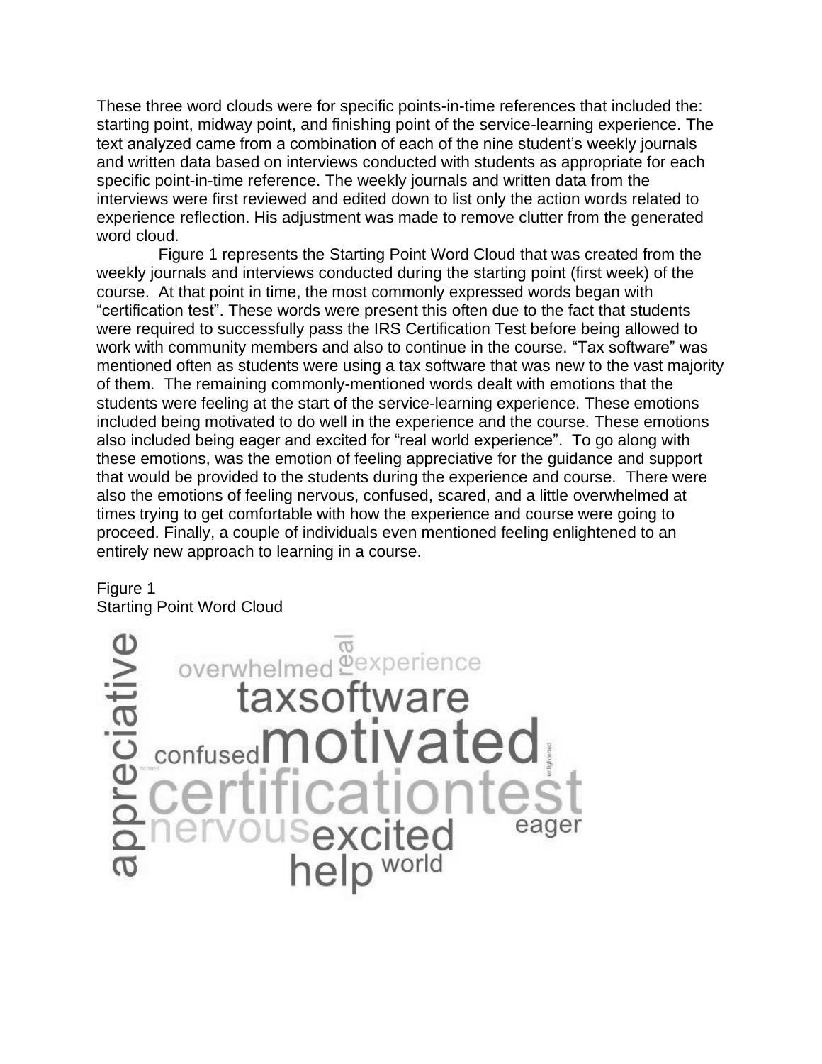These three word clouds were for specific points-in-time references that included the: starting point, midway point, and finishing point of the service-learning experience. The text analyzed came from a combination of each of the nine student's weekly journals and written data based on interviews conducted with students as appropriate for each specific point-in-time reference. The weekly journals and written data from the interviews were first reviewed and edited down to list only the action words related to experience reflection. His adjustment was made to remove clutter from the generated word cloud.

Figure 1 represents the Starting Point Word Cloud that was created from the weekly journals and interviews conducted during the starting point (first week) of the course. At that point in time, the most commonly expressed words began with "certification test". These words were present this often due to the fact that students were required to successfully pass the IRS Certification Test before being allowed to work with community members and also to continue in the course. "Tax software" was mentioned often as students were using a tax software that was new to the vast majority of them. The remaining commonly-mentioned words dealt with emotions that the students were feeling at the start of the service-learning experience. These emotions included being motivated to do well in the experience and the course. These emotions also included being eager and excited for "real world experience". To go along with these emotions, was the emotion of feeling appreciative for the guidance and support that would be provided to the students during the experience and course. There were also the emotions of feeling nervous, confused, scared, and a little overwhelmed at times trying to get comfortable with how the experience and course were going to proceed. Finally, a couple of individuals even mentioned feeling enlightened to an entirely new approach to learning in a course.

Figure 1
Starting Point Word Cloud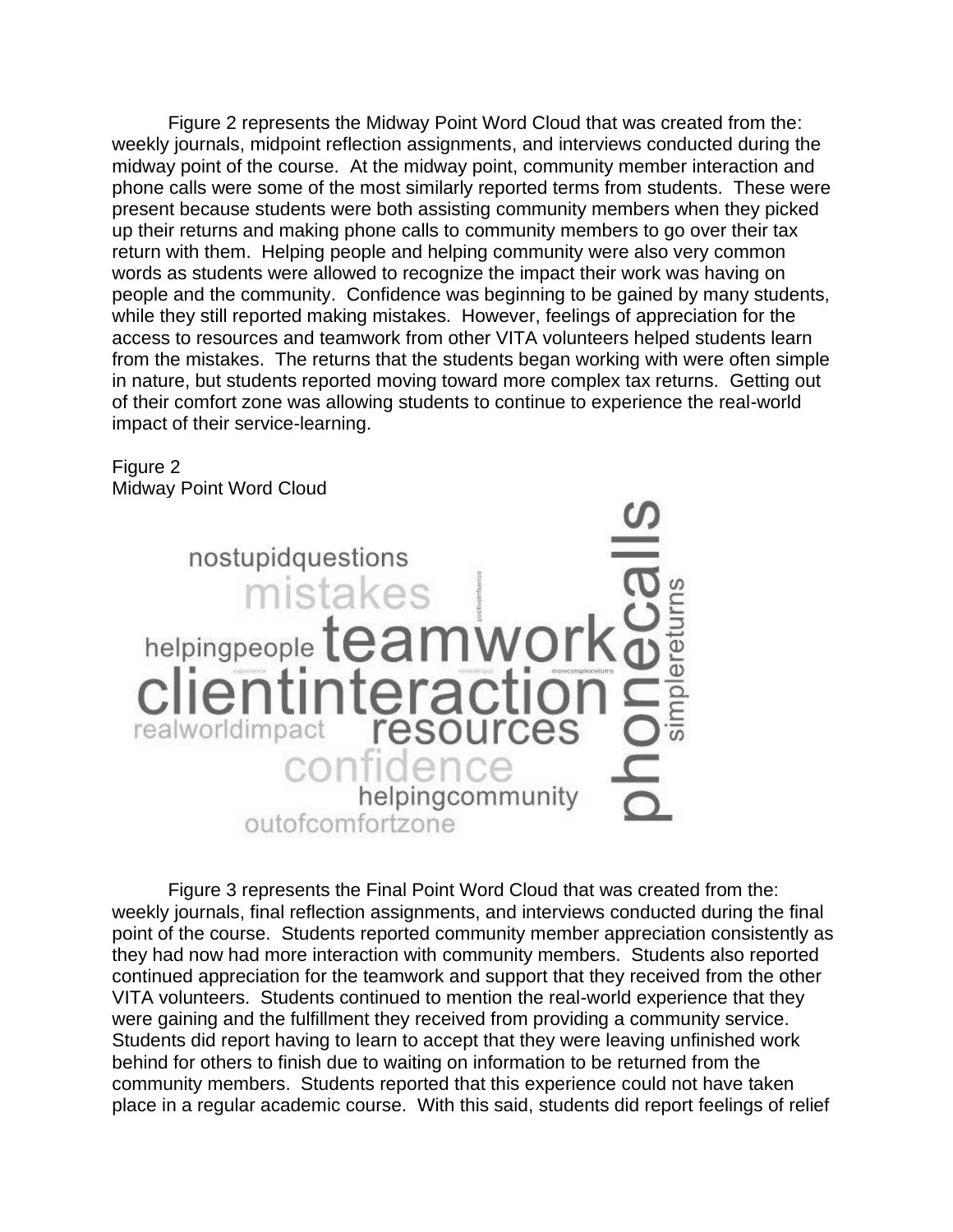Figure 2 represents the Midway Point Word Cloud that was created from the: weekly journals, midpoint reflection assignments, and interviews conducted during the midway point of the course. At the midway point, community member interaction and phone calls were some of the most similarly reported terms from students. These were present because students were both assisting community members when they picked up their returns and making phone calls to community members to go over their tax return with them. Helping people and helping community were also very common words as students were allowed to recognize the impact their work was having on people and the community. Confidence was beginning to be gained by many students, while they still reported making mistakes. However, feelings of appreciation for the access to resources and teamwork from other VITA volunteers helped students learn from the mistakes. The returns that the students began working with were often simple in nature, but students reported moving toward more complex tax returns. Getting out of their comfort zone was allowing students to continue to experience the real-world impact of their service-learning.

Figure 2
Midway Point Word Cloud

Figure 3 represents the Final Point Word Cloud that was created from the: weekly journals, final reflection assignments, and interviews conducted during the final point of the course. Students reported community member appreciation consistently as they had now had more interaction with community members. Students also reported continued appreciation for the teamwork and support that they received from the other VITA volunteers. Students continued to mention the real-world experience that they were gaining and the fulfillment they received from providing a community service. Students did report having to learn to accept that they were leaving unfinished work behind for others to finish due to waiting on information to be returned from the community members. Students reported that this experience could not have taken place in a regular academic course. With this said, students did report feelings of relief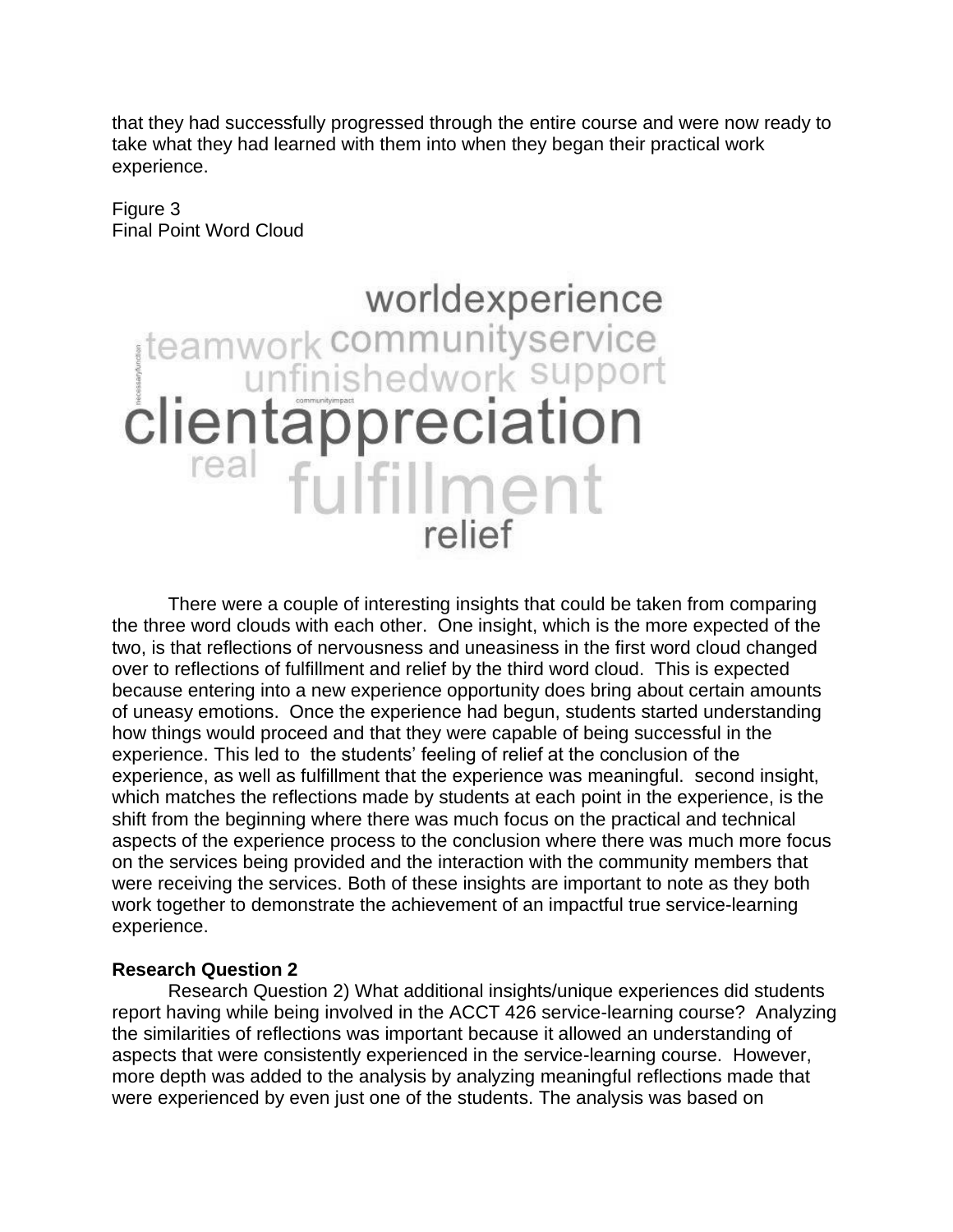that they had successfully progressed through the entire course and were now ready to take what they had learned with them into when they began their practical work experience.

Figure 3
Final Point Word Cloud

There were a couple of interesting insights that could be taken from comparing the three word clouds with each other. One insight, which is the more expected of the two, is that reflections of nervousness and uneasiness in the first word cloud changed over to reflections of fulfillment and relief by the third word cloud. This is expected because entering into a new experience opportunity does bring about certain amounts of uneasy emotions. Once the experience had begun, students started understanding how things would proceed and that they were capable of being successful in the experience. This led to the students' feeling of relief at the conclusion of the experience, as well as fulfillment that the experience was meaningful. second insight, which matches the reflections made by students at each point in the experience, is the shift from the beginning where there was much focus on the practical and technical aspects of the experience process to the conclusion where there was much more focus on the services being provided and the interaction with the community members that were receiving the services. Both of these insights are important to note as they both work together to demonstrate the achievement of an impactful true service-learning experience.

**Research Question 2**

Research Question 2) What additional insights/unique experiences did students report having while being involved in the ACCT 426 service-learning course? Analyzing the similarities of reflections was important because it allowed an understanding of aspects that were consistently experienced in the service-learning course. However, more depth was added to the analysis by analyzing meaningful reflections made that were experienced by even just one of the students. The analysis was based on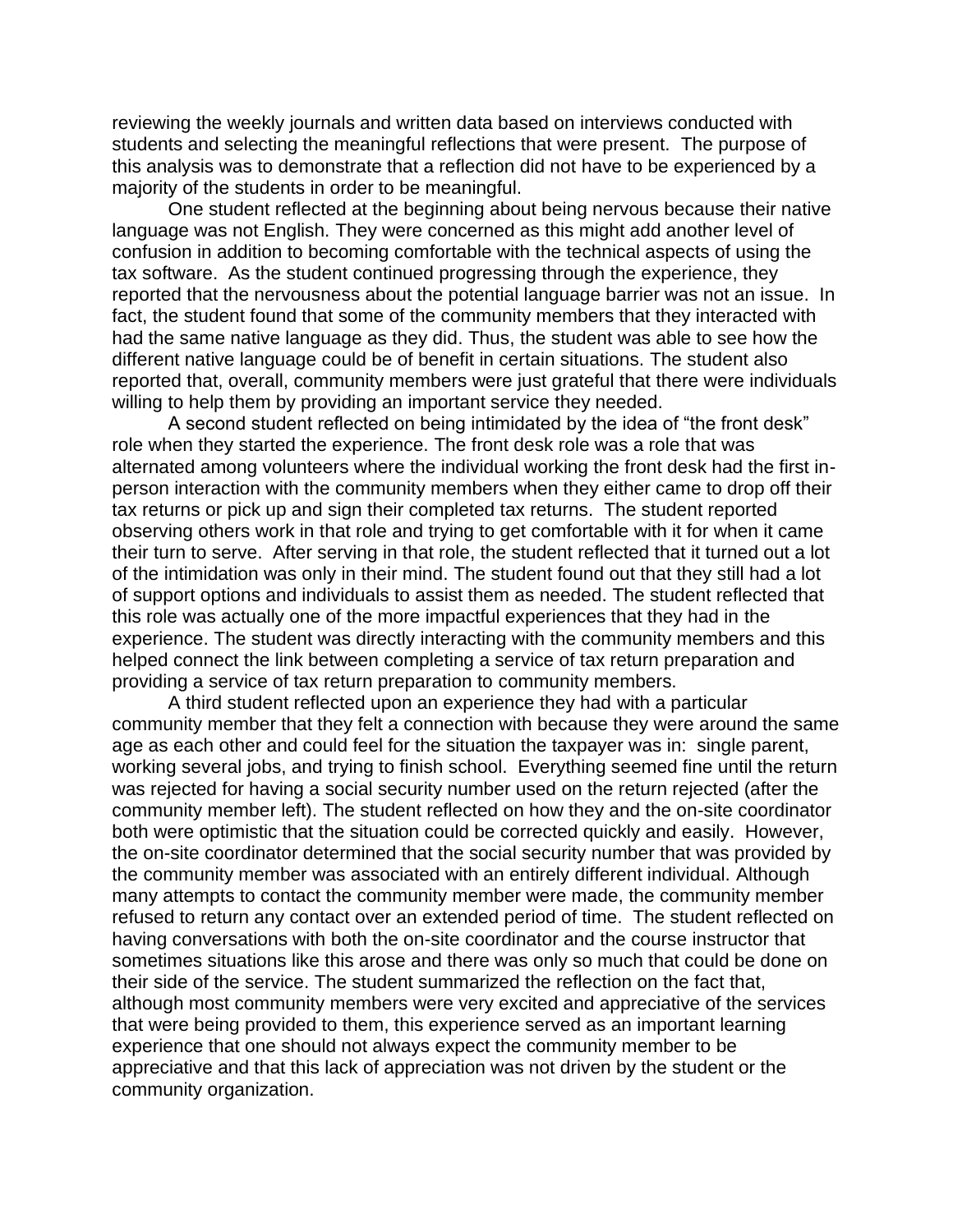reviewing the weekly journals and written data based on interviews conducted with students and selecting the meaningful reflections that were present. The purpose of this analysis was to demonstrate that a reflection did not have to be experienced by a majority of the students in order to be meaningful.

One student reflected at the beginning about being nervous because their native language was not English. They were concerned as this might add another level of confusion in addition to becoming comfortable with the technical aspects of using the tax software. As the student continued progressing through the experience, they reported that the nervousness about the potential language barrier was not an issue. In fact, the student found that some of the community members that they interacted with had the same native language as they did. Thus, the student was able to see how the different native language could be of benefit in certain situations. The student also reported that, overall, community members were just grateful that there were individuals willing to help them by providing an important service they needed.

A second student reflected on being intimidated by the idea of "the front desk" role when they started the experience. The front desk role was a role that was alternated among volunteers where the individual working the front desk had the first in-person interaction with the community members when they either came to drop off their tax returns or pick up and sign their completed tax returns. The student reported observing others work in that role and trying to get comfortable with it for when it came their turn to serve. After serving in that role, the student reflected that it turned out a lot of the intimidation was only in their mind. The student found out that they still had a lot of support options and individuals to assist them as needed. The student reflected that this role was actually one of the more impactful experiences that they had in the experience. The student was directly interacting with the community members and this helped connect the link between completing a service of tax return preparation and providing a service of tax return preparation to community members.

A third student reflected upon an experience they had with a particular community member that they felt a connection with because they were around the same age as each other and could feel for the situation the taxpayer was in: single parent, working several jobs, and trying to finish school. Everything seemed fine until the return was rejected for having a social security number used on the return rejected (after the community member left). The student reflected on how they and the on-site coordinator both were optimistic that the situation could be corrected quickly and easily. However, the on-site coordinator determined that the social security number that was provided by the community member was associated with an entirely different individual. Although many attempts to contact the community member were made, the community member refused to return any contact over an extended period of time. The student reflected on having conversations with both the on-site coordinator and the course instructor that sometimes situations like this arose and there was only so much that could be done on their side of the service. The student summarized the reflection on the fact that, although most community members were very excited and appreciative of the services that were being provided to them, this experience served as an important learning experience that one should not always expect the community member to be appreciative and that this lack of appreciation was not driven by the student or the community organization.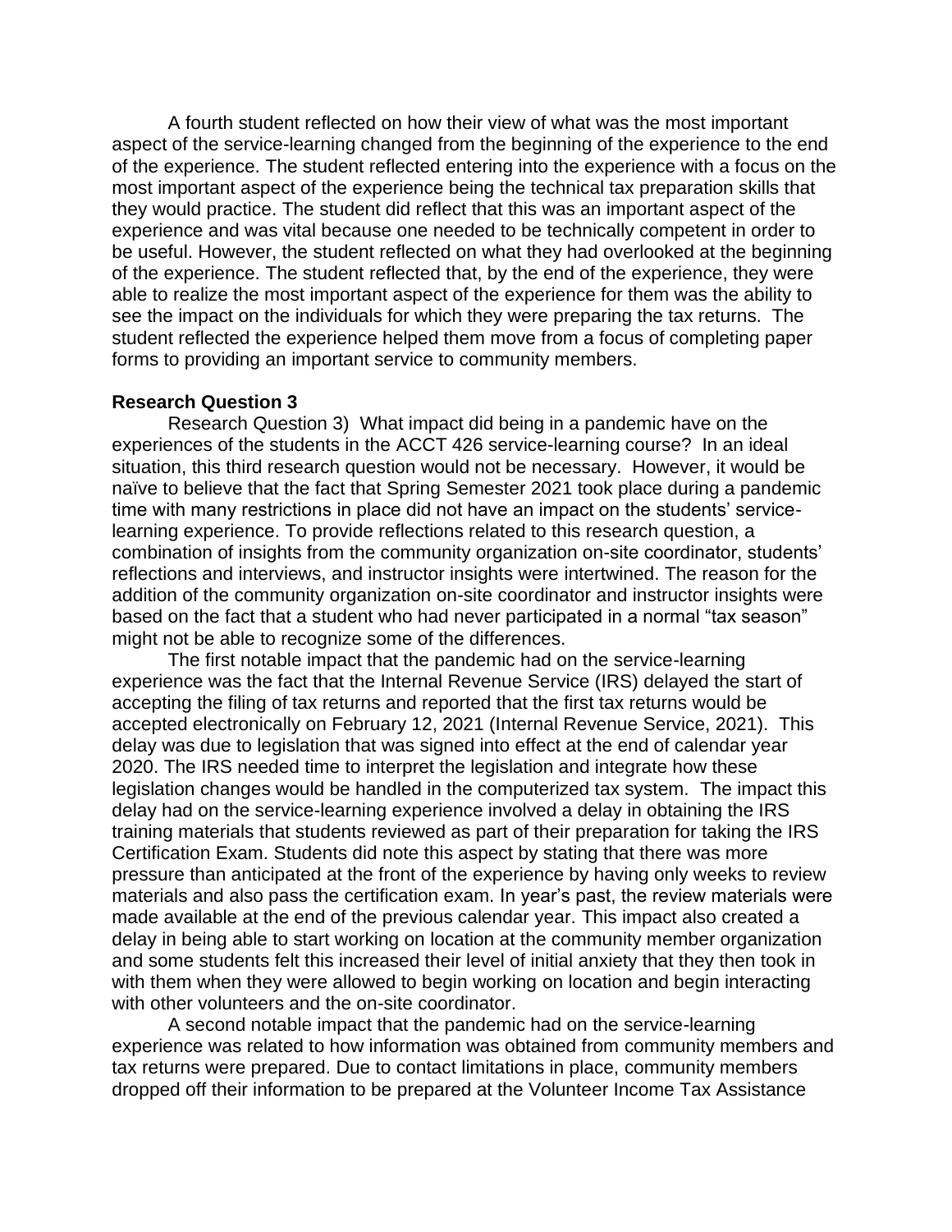A fourth student reflected on how their view of what was the most important aspect of the service-learning changed from the beginning of the experience to the end of the experience. The student reflected entering into the experience with a focus on the most important aspect of the experience being the technical tax preparation skills that they would practice. The student did reflect that this was an important aspect of the experience and was vital because one needed to be technically competent in order to be useful. However, the student reflected on what they had overlooked at the beginning of the experience. The student reflected that, by the end of the experience, they were able to realize the most important aspect of the experience for them was the ability to see the impact on the individuals for which they were preparing the tax returns. The student reflected the experience helped them move from a focus of completing paper forms to providing an important service to community members.

**Research Question 3**

Research Question 3) What impact did being in a pandemic have on the experiences of the students in the ACCT 426 service-learning course? In an ideal situation, this third research question would not be necessary. However, it would be naïve to believe that the fact that Spring Semester 2021 took place during a pandemic time with many restrictions in place did not have an impact on the students' service-learning experience. To provide reflections related to this research question, a combination of insights from the community organization on-site coordinator, students' reflections and interviews, and instructor insights were intertwined. The reason for the addition of the community organization on-site coordinator and instructor insights were based on the fact that a student who had never participated in a normal "tax season" might not be able to recognize some of the differences.

The first notable impact that the pandemic had on the service-learning experience was the fact that the Internal Revenue Service (IRS) delayed the start of accepting the filing of tax returns and reported that the first tax returns would be accepted electronically on February 12, 2021 (Internal Revenue Service, 2021). This delay was due to legislation that was signed into effect at the end of calendar year 2020. The IRS needed time to interpret the legislation and integrate how these legislation changes would be handled in the computerized tax system. The impact this delay had on the service-learning experience involved a delay in obtaining the IRS training materials that students reviewed as part of their preparation for taking the IRS Certification Exam. Students did note this aspect by stating that there was more pressure than anticipated at the front of the experience by having only weeks to review materials and also pass the certification exam. In year's past, the review materials were made available at the end of the previous calendar year. This impact also created a delay in being able to start working on location at the community member organization and some students felt this increased their level of initial anxiety that they then took in with them when they were allowed to begin working on location and begin interacting with other volunteers and the on-site coordinator.

A second notable impact that the pandemic had on the service-learning experience was related to how information was obtained from community members and tax returns were prepared. Due to contact limitations in place, community members dropped off their information to be prepared at the Volunteer Income Tax Assistance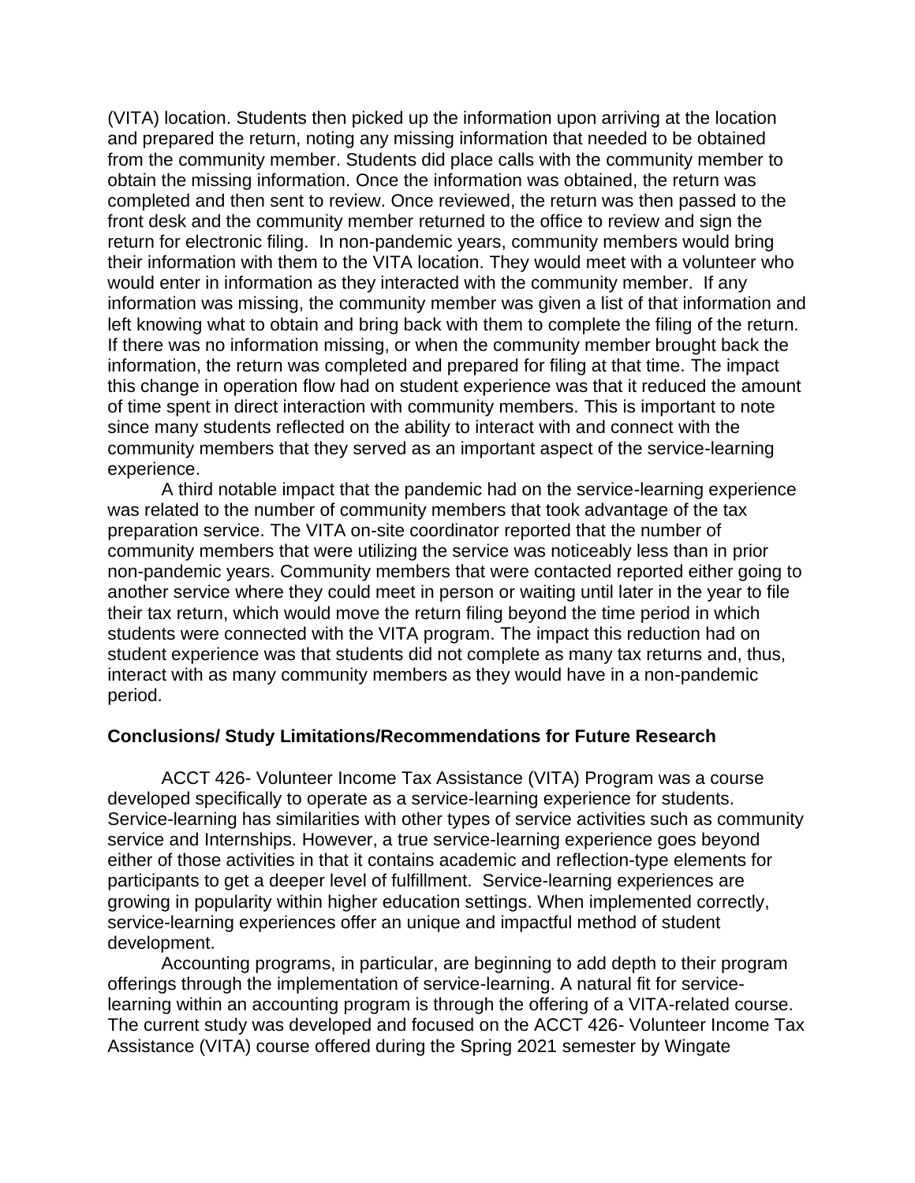(VITA) location. Students then picked up the information upon arriving at the location and prepared the return, noting any missing information that needed to be obtained from the community member. Students did place calls with the community member to obtain the missing information. Once the information was obtained, the return was completed and then sent to review. Once reviewed, the return was then passed to the front desk and the community member returned to the office to review and sign the return for electronic filing. In non-pandemic years, community members would bring their information with them to the VITA location. They would meet with a volunteer who would enter in information as they interacted with the community member. If any information was missing, the community member was given a list of that information and left knowing what to obtain and bring back with them to complete the filing of the return. If there was no information missing, or when the community member brought back the information, the return was completed and prepared for filing at that time. The impact this change in operation flow had on student experience was that it reduced the amount of time spent in direct interaction with community members. This is important to note since many students reflected on the ability to interact with and connect with the community members that they served as an important aspect of the service-learning experience.

A third notable impact that the pandemic had on the service-learning experience was related to the number of community members that took advantage of the tax preparation service. The VITA on-site coordinator reported that the number of community members that were utilizing the service was noticeably less than in prior non-pandemic years. Community members that were contacted reported either going to another service where they could meet in person or waiting until later in the year to file their tax return, which would move the return filing beyond the time period in which students were connected with the VITA program. The impact this reduction had on student experience was that students did not complete as many tax returns and, thus, interact with as many community members as they would have in a non-pandemic period.

**Conclusions/ Study Limitations/Recommendations for Future Research**

ACCT 426- Volunteer Income Tax Assistance (VITA) Program was a course developed specifically to operate as a service-learning experience for students. Service-learning has similarities with other types of service activities such as community service and Internships. However, a true service-learning experience goes beyond either of those activities in that it contains academic and reflection-type elements for participants to get a deeper level of fulfillment. Service-learning experiences are growing in popularity within higher education settings. When implemented correctly, service-learning experiences offer an unique and impactful method of student development.

Accounting programs, in particular, are beginning to add depth to their program offerings through the implementation of service-learning. A natural fit for service-learning within an accounting program is through the offering of a VITA-related course. The current study was developed and focused on the ACCT 426- Volunteer Income Tax Assistance (VITA) course offered during the Spring 2021 semester by Wingate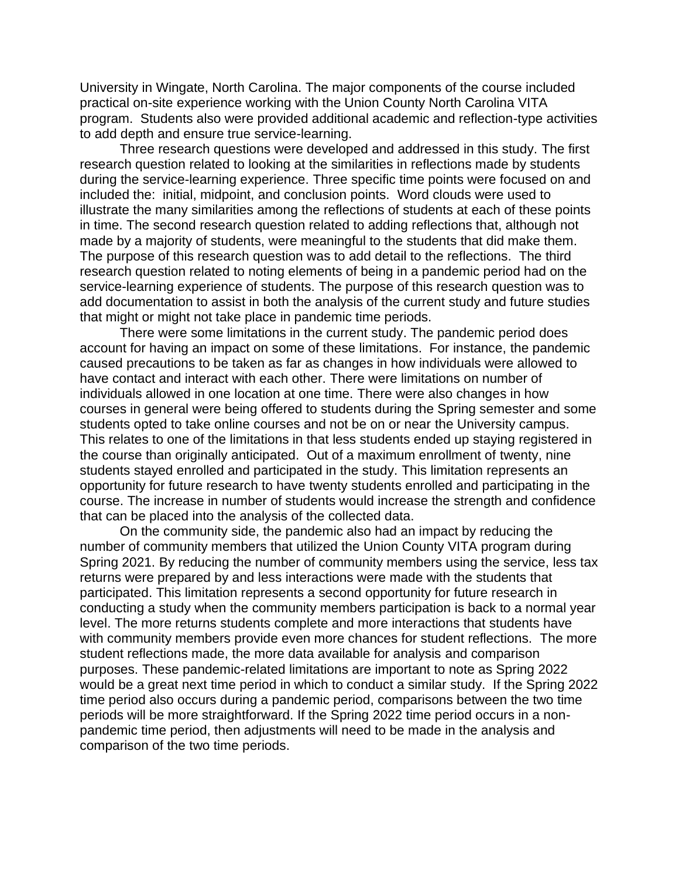University in Wingate, North Carolina. The major components of the course included practical on-site experience working with the Union County North Carolina VITA program. Students also were provided additional academic and reflection-type activities to add depth and ensure true service-learning.

Three research questions were developed and addressed in this study. The first research question related to looking at the similarities in reflections made by students during the service-learning experience. Three specific time points were focused on and included the: initial, midpoint, and conclusion points. Word clouds were used to illustrate the many similarities among the reflections of students at each of these points in time. The second research question related to adding reflections that, although not made by a majority of students, were meaningful to the students that did make them. The purpose of this research question was to add detail to the reflections. The third research question related to noting elements of being in a pandemic period had on the service-learning experience of students. The purpose of this research question was to add documentation to assist in both the analysis of the current study and future studies that might or might not take place in pandemic time periods.

There were some limitations in the current study. The pandemic period does account for having an impact on some of these limitations. For instance, the pandemic caused precautions to be taken as far as changes in how individuals were allowed to have contact and interact with each other. There were limitations on number of individuals allowed in one location at one time. There were also changes in how courses in general were being offered to students during the Spring semester and some students opted to take online courses and not be on or near the University campus. This relates to one of the limitations in that less students ended up staying registered in the course than originally anticipated. Out of a maximum enrollment of twenty, nine students stayed enrolled and participated in the study. This limitation represents an opportunity for future research to have twenty students enrolled and participating in the course. The increase in number of students would increase the strength and confidence that can be placed into the analysis of the collected data.

On the community side, the pandemic also had an impact by reducing the number of community members that utilized the Union County VITA program during Spring 2021. By reducing the number of community members using the service, less tax returns were prepared by and less interactions were made with the students that participated. This limitation represents a second opportunity for future research in conducting a study when the community members participation is back to a normal year level. The more returns students complete and more interactions that students have with community members provide even more chances for student reflections. The more student reflections made, the more data available for analysis and comparison purposes. These pandemic-related limitations are important to note as Spring 2022 would be a great next time period in which to conduct a similar study. If the Spring 2022 time period also occurs during a pandemic period, comparisons between the two time periods will be more straightforward. If the Spring 2022 time period occurs in a non-pandemic time period, then adjustments will need to be made in the analysis and comparison of the two time periods.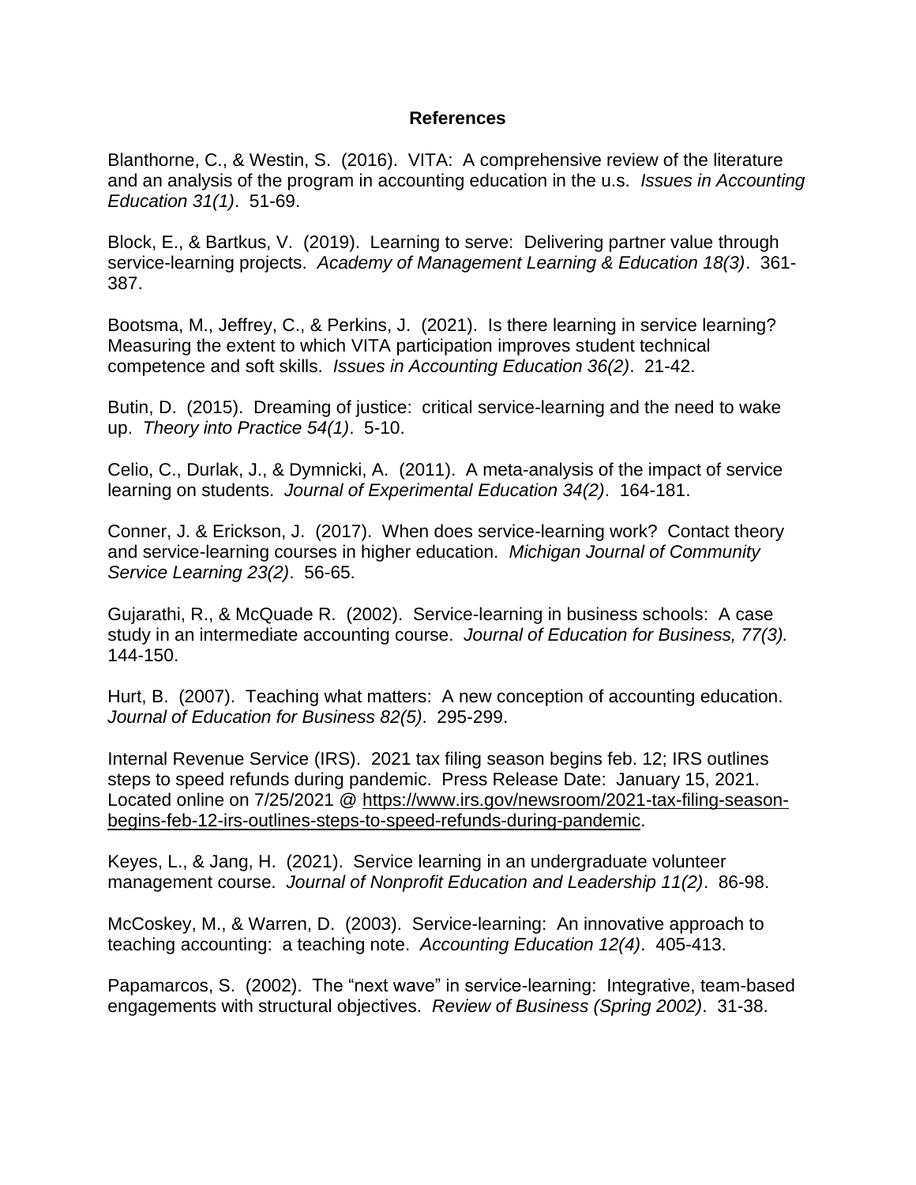## References

Blanthorne, C., & Westin, S. (2016). VITA: A comprehensive review of the literature and an analysis of the program in accounting education in the u.s. *Issues in Accounting Education 31(1)*. 51-69.

Block, E., & Bartkus, V. (2019). Learning to serve: Delivering partner value through service-learning projects. *Academy of Management Learning & Education 18(3)*. 361-387.

Bootsma, M., Jeffrey, C., & Perkins, J. (2021). Is there learning in service learning? Measuring the extent to which VITA participation improves student technical competence and soft skills. *Issues in Accounting Education 36(2)*. 21-42.

Butin, D. (2015). Dreaming of justice: critical service-learning and the need to wake up. *Theory into Practice 54(1)*. 5-10.

Celio, C., Durlak, J., & Dymnicki, A. (2011). A meta-analysis of the impact of service learning on students. *Journal of Experimental Education 34(2)*. 164-181.

Conner, J. & Erickson, J. (2017). When does service-learning work? Contact theory and service-learning courses in higher education. *Michigan Journal of Community Service Learning 23(2)*. 56-65.

Gujarathi, R., & McQuade R. (2002). Service-learning in business schools: A case study in an intermediate accounting course. *Journal of Education for Business, 77(3).* 144-150.

Hurt, B. (2007). Teaching what matters: A new conception of accounting education. *Journal of Education for Business 82(5)*. 295-299.

Internal Revenue Service (IRS). 2021 tax filing season begins feb. 12; IRS outlines steps to speed refunds during pandemic. Press Release Date: January 15, 2021. Located online on 7/25/2021 @ https://www.irs.gov/newsroom/2021-tax-filing-season-begins-feb-12-irs-outlines-steps-to-speed-refunds-during-pandemic.

Keyes, L., & Jang, H. (2021). Service learning in an undergraduate volunteer management course. *Journal of Nonprofit Education and Leadership 11(2)*. 86-98.

McCoskey, M., & Warren, D. (2003). Service-learning: An innovative approach to teaching accounting: a teaching note. *Accounting Education 12(4)*. 405-413.

Papamarcos, S. (2002). The "next wave" in service-learning: Integrative, team-based engagements with structural objectives. *Review of Business (Spring 2002)*. 31-38.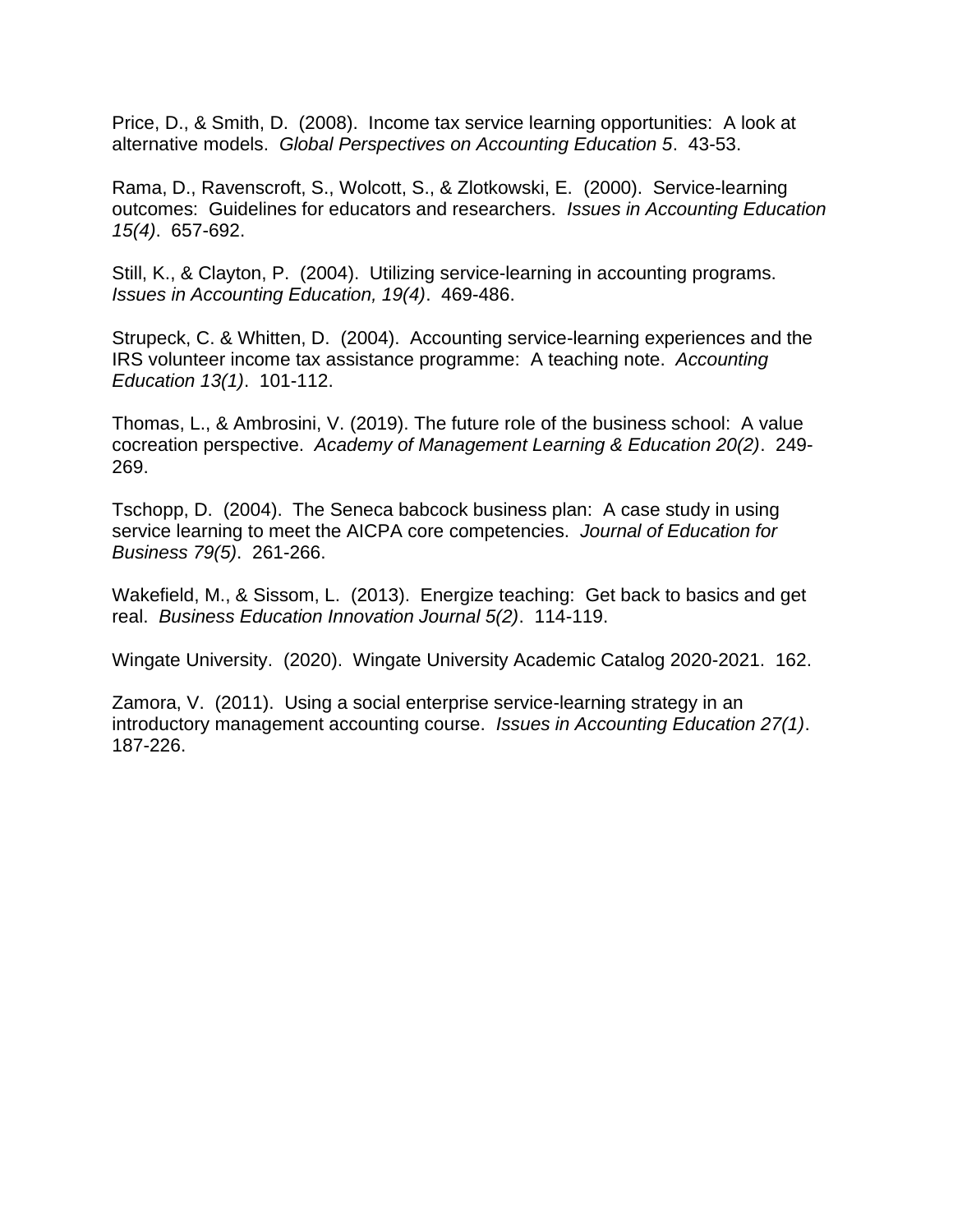Price, D., & Smith, D. (2008). Income tax service learning opportunities: A look at alternative models. *Global Perspectives on Accounting Education 5*. 43-53.

Rama, D., Ravenscroft, S., Wolcott, S., & Zlotkowski, E. (2000). Service-learning outcomes: Guidelines for educators and researchers. *Issues in Accounting Education 15(4)*. 657-692.

Still, K., & Clayton, P. (2004). Utilizing service-learning in accounting programs. *Issues in Accounting Education, 19(4)*. 469-486.

Strupeck, C. & Whitten, D. (2004). Accounting service-learning experiences and the IRS volunteer income tax assistance programme: A teaching note. *Accounting Education 13(1)*. 101-112.

Thomas, L., & Ambrosini, V. (2019). The future role of the business school: A value cocreation perspective. *Academy of Management Learning & Education 20(2)*. 249-269.

Tschopp, D. (2004). The Seneca babcock business plan: A case study in using service learning to meet the AICPA core competencies. *Journal of Education for Business 79(5)*. 261-266.

Wakefield, M., & Sissom, L. (2013). Energize teaching: Get back to basics and get real. *Business Education Innovation Journal 5(2)*. 114-119.

Wingate University. (2020). Wingate University Academic Catalog 2020-2021. 162.

Zamora, V. (2011). Using a social enterprise service-learning strategy in an introductory management accounting course. *Issues in Accounting Education 27(1)*. 187-226.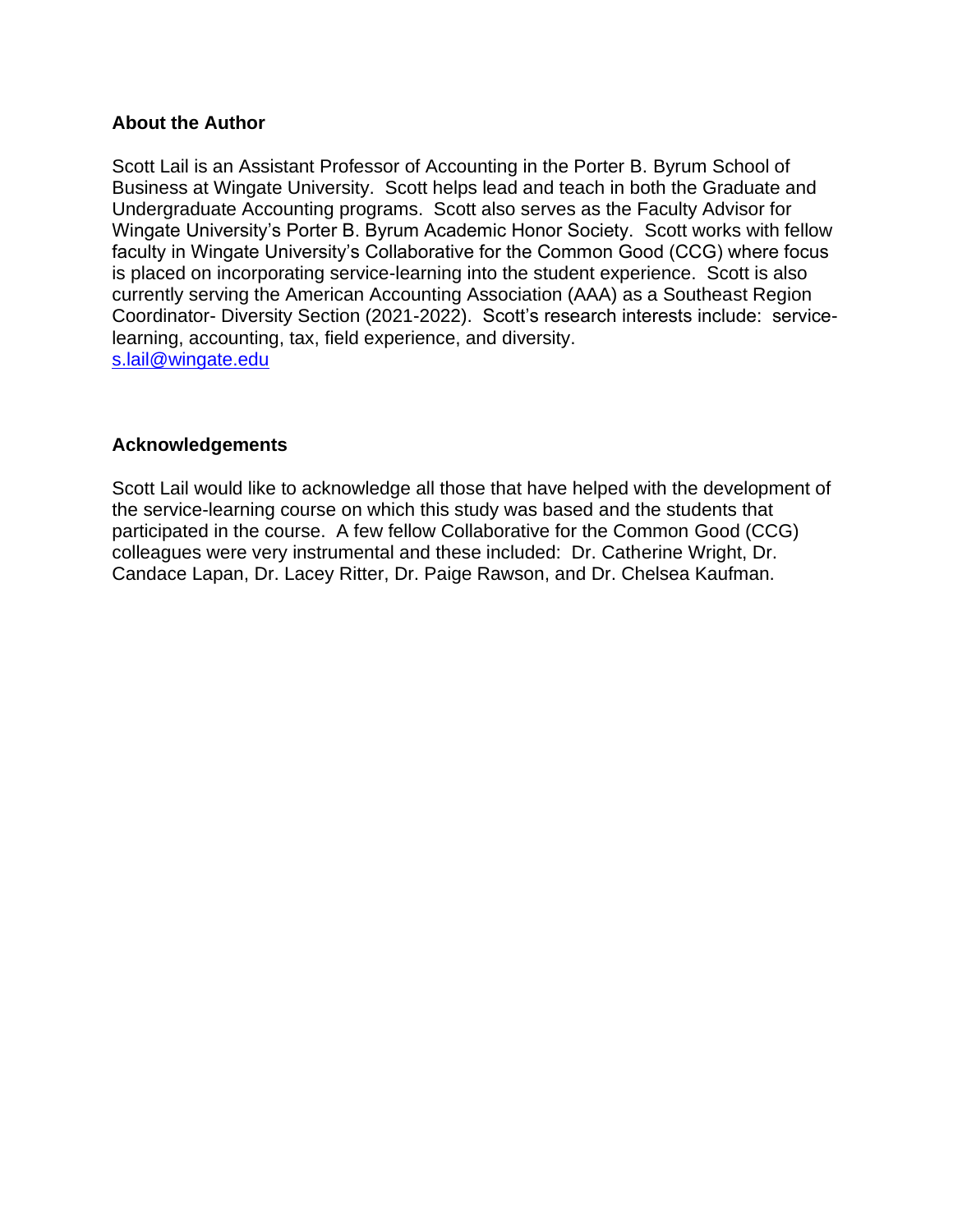## About the Author

Scott Lail is an Assistant Professor of Accounting in the Porter B. Byrum School of Business at Wingate University. Scott helps lead and teach in both the Graduate and Undergraduate Accounting programs. Scott also serves as the Faculty Advisor for Wingate University's Porter B. Byrum Academic Honor Society. Scott works with fellow faculty in Wingate University's Collaborative for the Common Good (CCG) where focus is placed on incorporating service-learning into the student experience. Scott is also currently serving the American Accounting Association (AAA) as a Southeast Region Coordinator- Diversity Section (2021-2022). Scott's research interests include: service-learning, accounting, tax, field experience, and diversity.
s.lail@wingate.edu

## Acknowledgements

Scott Lail would like to acknowledge all those that have helped with the development of the service-learning course on which this study was based and the students that participated in the course. A few fellow Collaborative for the Common Good (CCG) colleagues were very instrumental and these included: Dr. Catherine Wright, Dr. Candace Lapan, Dr. Lacey Ritter, Dr. Paige Rawson, and Dr. Chelsea Kaufman.